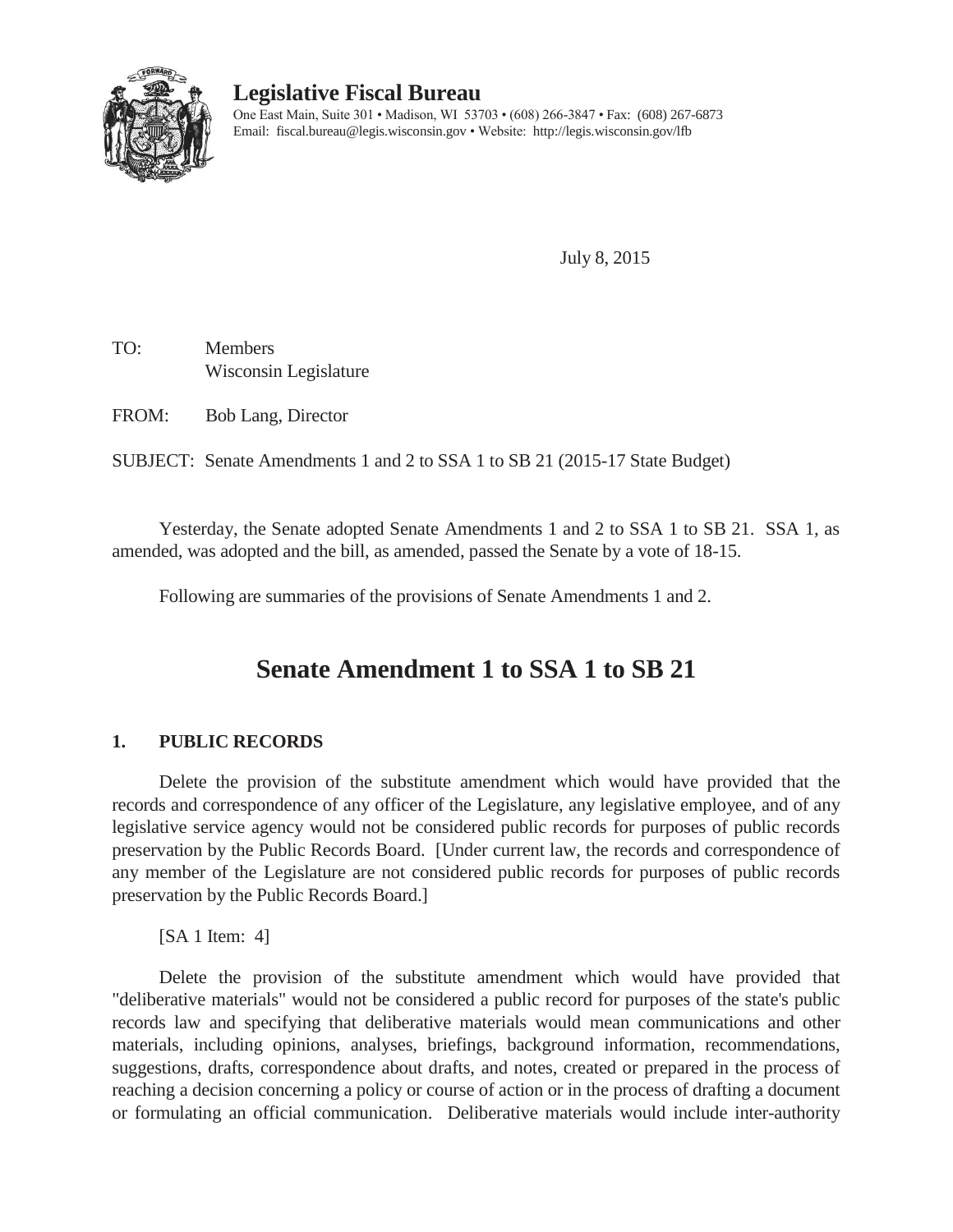**Legislative Fiscal Bureau**

One East Main, Suite 301 • Madison, WI 53703 • (608) 266-3847 • Fax: (608) 267-6873
Email: fiscal.bureau@legis.wisconsin.gov • Website: http://legis.wisconsin.gov/lfb

July 8, 2015

TO: Members
Wisconsin Legislature

FROM: Bob Lang, Director

SUBJECT: Senate Amendments 1 and 2 to SSA 1 to SB 21 (2015-17 State Budget)

Yesterday, the Senate adopted Senate Amendments 1 and 2 to SSA 1 to SB 21. SSA 1, as amended, was adopted and the bill, as amended, passed the Senate by a vote of 18-15.

Following are summaries of the provisions of Senate Amendments 1 and 2.

# Senate Amendment 1 to SSA 1 to SB 21

**1. PUBLIC RECORDS**

Delete the provision of the substitute amendment which would have provided that the records and correspondence of any officer of the Legislature, any legislative employee, and of any legislative service agency would not be considered public records for purposes of public records preservation by the Public Records Board. [Under current law, the records and correspondence of any member of the Legislature are not considered public records for purposes of public records preservation by the Public Records Board.]

[SA 1 Item: 4]

Delete the provision of the substitute amendment which would have provided that "deliberative materials" would not be considered a public record for purposes of the state's public records law and specifying that deliberative materials would mean communications and other materials, including opinions, analyses, briefings, background information, recommendations, suggestions, drafts, correspondence about drafts, and notes, created or prepared in the process of reaching a decision concerning a policy or course of action or in the process of drafting a document or formulating an official communication. Deliberative materials would include inter-authority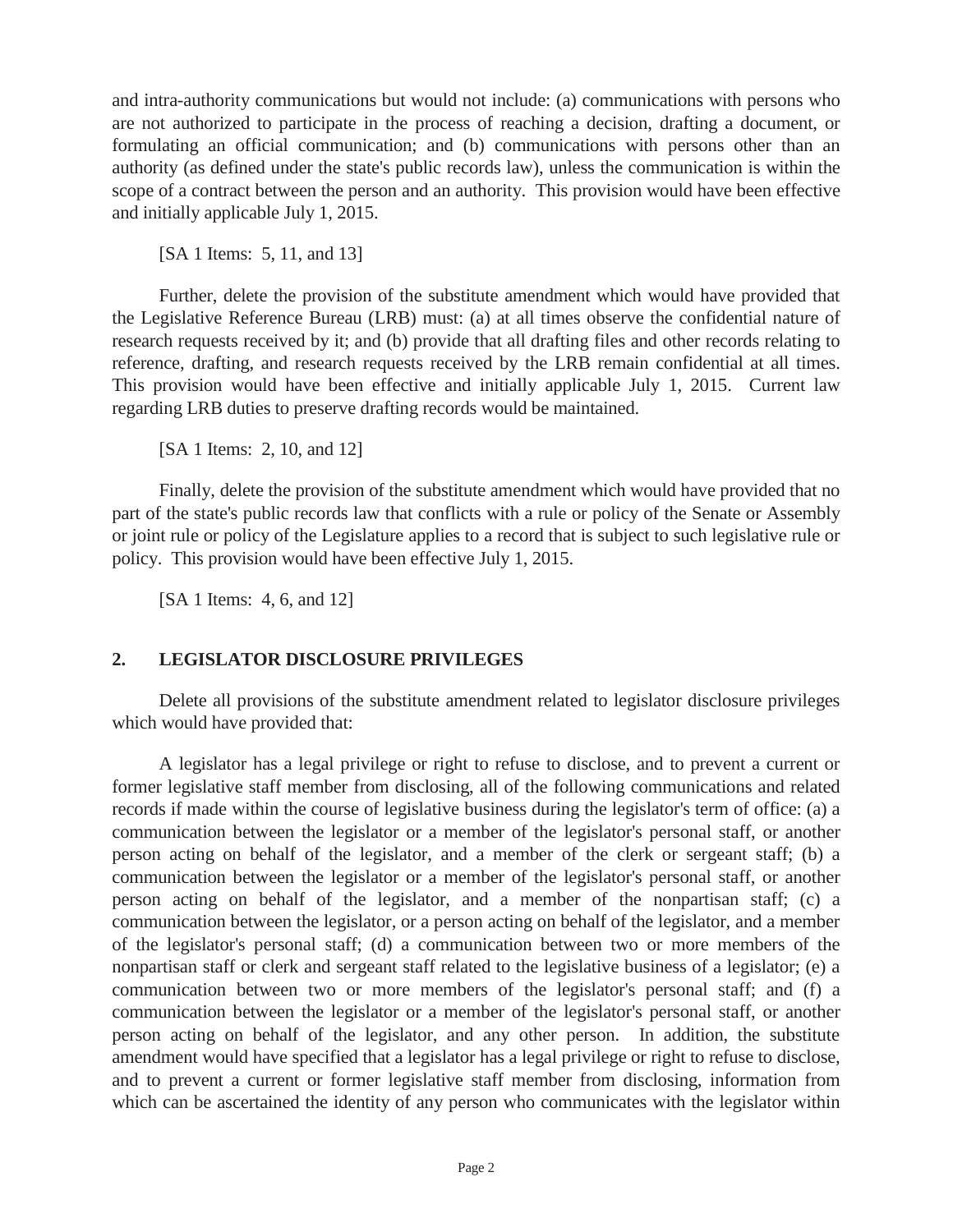and intra-authority communications but would not include: (a) communications with persons who are not authorized to participate in the process of reaching a decision, drafting a document, or formulating an official communication; and (b) communications with persons other than an authority (as defined under the state's public records law), unless the communication is within the scope of a contract between the person and an authority. This provision would have been effective and initially applicable July 1, 2015.

[SA 1 Items: 5, 11, and 13]

Further, delete the provision of the substitute amendment which would have provided that the Legislative Reference Bureau (LRB) must: (a) at all times observe the confidential nature of research requests received by it; and (b) provide that all drafting files and other records relating to reference, drafting, and research requests received by the LRB remain confidential at all times. This provision would have been effective and initially applicable July 1, 2015. Current law regarding LRB duties to preserve drafting records would be maintained.

[SA 1 Items: 2, 10, and 12]

Finally, delete the provision of the substitute amendment which would have provided that no part of the state's public records law that conflicts with a rule or policy of the Senate or Assembly or joint rule or policy of the Legislature applies to a record that is subject to such legislative rule or policy. This provision would have been effective July 1, 2015.

[SA 1 Items: 4, 6, and 12]

## 2. LEGISLATOR DISCLOSURE PRIVILEGES

Delete all provisions of the substitute amendment related to legislator disclosure privileges which would have provided that:

A legislator has a legal privilege or right to refuse to disclose, and to prevent a current or former legislative staff member from disclosing, all of the following communications and related records if made within the course of legislative business during the legislator's term of office: (a) a communication between the legislator or a member of the legislator's personal staff, or another person acting on behalf of the legislator, and a member of the clerk or sergeant staff; (b) a communication between the legislator or a member of the legislator's personal staff, or another person acting on behalf of the legislator, and a member of the nonpartisan staff; (c) a communication between the legislator, or a person acting on behalf of the legislator, and a member of the legislator's personal staff; (d) a communication between two or more members of the nonpartisan staff or clerk and sergeant staff related to the legislative business of a legislator; (e) a communication between two or more members of the legislator's personal staff; and (f) a communication between the legislator or a member of the legislator's personal staff, or another person acting on behalf of the legislator, and any other person. In addition, the substitute amendment would have specified that a legislator has a legal privilege or right to refuse to disclose, and to prevent a current or former legislative staff member from disclosing, information from which can be ascertained the identity of any person who communicates with the legislator within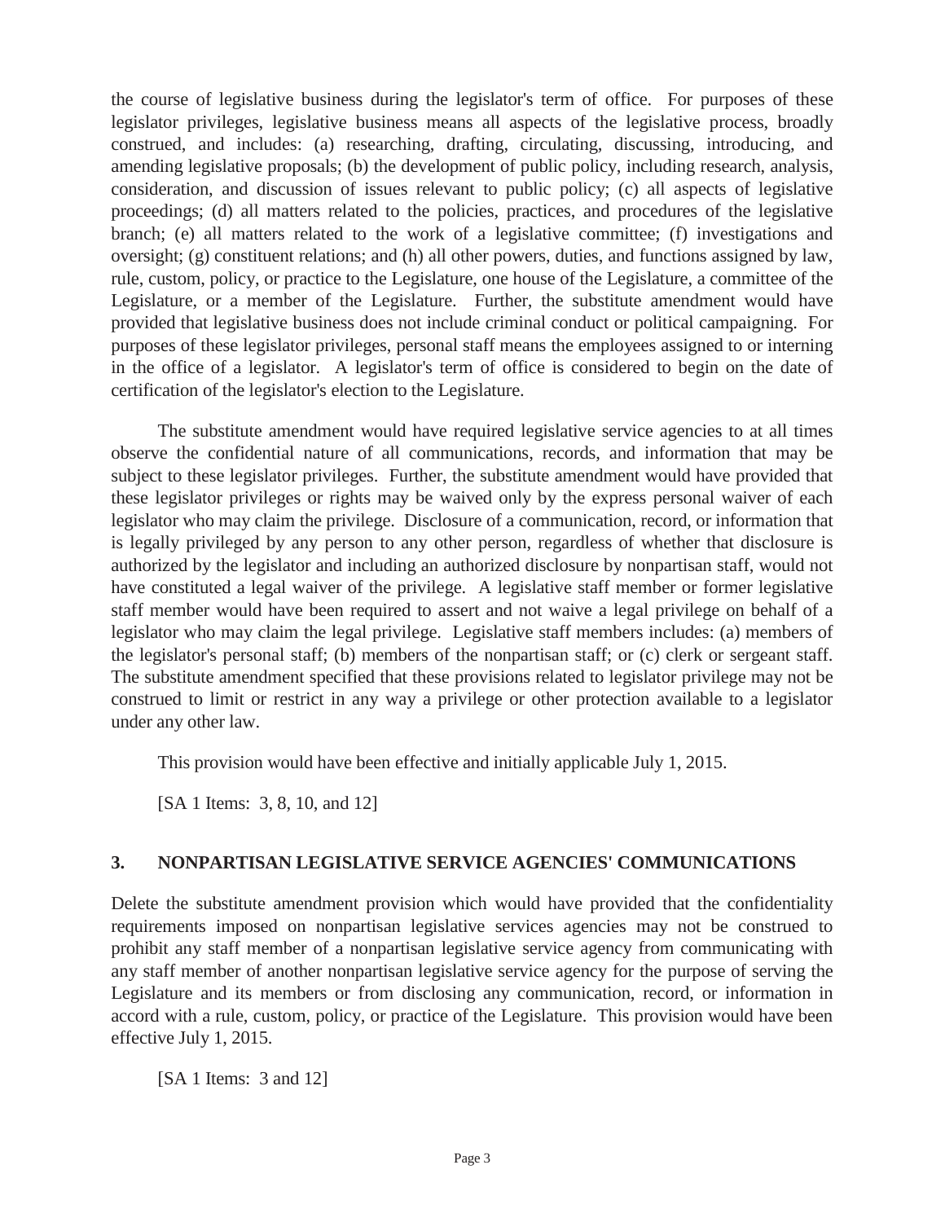the course of legislative business during the legislator's term of office. For purposes of these legislator privileges, legislative business means all aspects of the legislative process, broadly construed, and includes: (a) researching, drafting, circulating, discussing, introducing, and amending legislative proposals; (b) the development of public policy, including research, analysis, consideration, and discussion of issues relevant to public policy; (c) all aspects of legislative proceedings; (d) all matters related to the policies, practices, and procedures of the legislative branch; (e) all matters related to the work of a legislative committee; (f) investigations and oversight; (g) constituent relations; and (h) all other powers, duties, and functions assigned by law, rule, custom, policy, or practice to the Legislature, one house of the Legislature, a committee of the Legislature, or a member of the Legislature. Further, the substitute amendment would have provided that legislative business does not include criminal conduct or political campaigning. For purposes of these legislator privileges, personal staff means the employees assigned to or interning in the office of a legislator. A legislator's term of office is considered to begin on the date of certification of the legislator's election to the Legislature.

The substitute amendment would have required legislative service agencies to at all times observe the confidential nature of all communications, records, and information that may be subject to these legislator privileges. Further, the substitute amendment would have provided that these legislator privileges or rights may be waived only by the express personal waiver of each legislator who may claim the privilege. Disclosure of a communication, record, or information that is legally privileged by any person to any other person, regardless of whether that disclosure is authorized by the legislator and including an authorized disclosure by nonpartisan staff, would not have constituted a legal waiver of the privilege. A legislative staff member or former legislative staff member would have been required to assert and not waive a legal privilege on behalf of a legislator who may claim the legal privilege. Legislative staff members includes: (a) members of the legislator's personal staff; (b) members of the nonpartisan staff; or (c) clerk or sergeant staff. The substitute amendment specified that these provisions related to legislator privilege may not be construed to limit or restrict in any way a privilege or other protection available to a legislator under any other law.

This provision would have been effective and initially applicable July 1, 2015.

[SA 1 Items: 3, 8, 10, and 12]

## 3. NONPARTISAN LEGISLATIVE SERVICE AGENCIES' COMMUNICATIONS

Delete the substitute amendment provision which would have provided that the confidentiality requirements imposed on nonpartisan legislative services agencies may not be construed to prohibit any staff member of a nonpartisan legislative service agency from communicating with any staff member of another nonpartisan legislative service agency for the purpose of serving the Legislature and its members or from disclosing any communication, record, or information in accord with a rule, custom, policy, or practice of the Legislature. This provision would have been effective July 1, 2015.

[SA 1 Items: 3 and 12]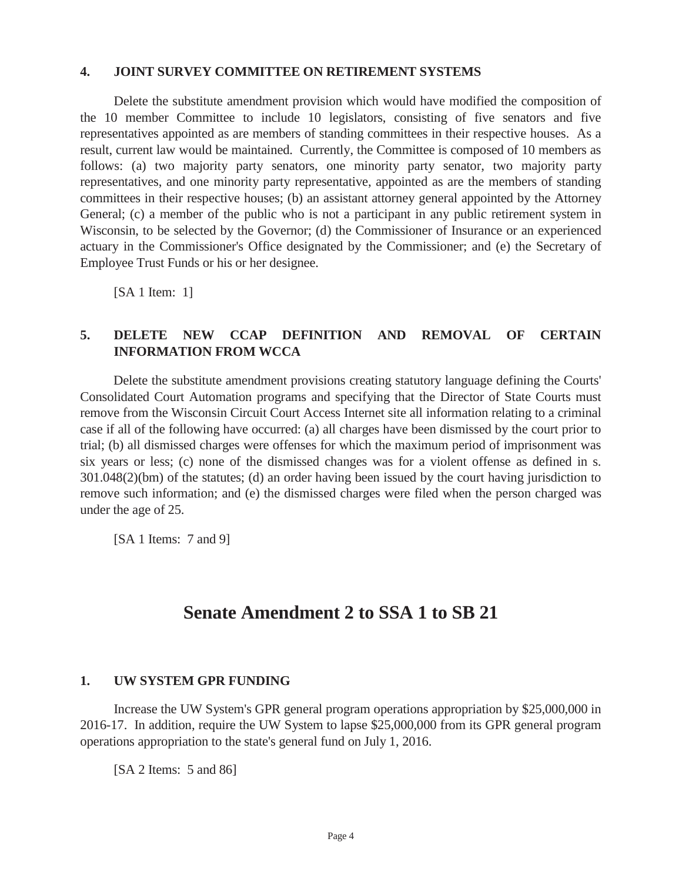**4. JOINT SURVEY COMMITTEE ON RETIREMENT SYSTEMS**

Delete the substitute amendment provision which would have modified the composition of the 10 member Committee to include 10 legislators, consisting of five senators and five representatives appointed as are members of standing committees in their respective houses. As a result, current law would be maintained. Currently, the Committee is composed of 10 members as follows: (a) two majority party senators, one minority party senator, two majority party representatives, and one minority party representative, appointed as are the members of standing committees in their respective houses; (b) an assistant attorney general appointed by the Attorney General; (c) a member of the public who is not a participant in any public retirement system in Wisconsin, to be selected by the Governor; (d) the Commissioner of Insurance or an experienced actuary in the Commissioner's Office designated by the Commissioner; and (e) the Secretary of Employee Trust Funds or his or her designee.

[SA 1 Item: 1]

**5. DELETE NEW CCAP DEFINITION AND REMOVAL OF CERTAIN INFORMATION FROM WCCA**

Delete the substitute amendment provisions creating statutory language defining the Courts' Consolidated Court Automation programs and specifying that the Director of State Courts must remove from the Wisconsin Circuit Court Access Internet site all information relating to a criminal case if all of the following have occurred: (a) all charges have been dismissed by the court prior to trial; (b) all dismissed charges were offenses for which the maximum period of imprisonment was six years or less; (c) none of the dismissed changes was for a violent offense as defined in s. 301.048(2)(bm) of the statutes; (d) an order having been issued by the court having jurisdiction to remove such information; and (e) the dismissed charges were filed when the person charged was under the age of 25.

[SA 1 Items: 7 and 9]

# Senate Amendment 2 to SSA 1 to SB 21

**1. UW SYSTEM GPR FUNDING**

Increase the UW System's GPR general program operations appropriation by $25,000,000 in 2016-17. In addition, require the UW System to lapse $25,000,000 from its GPR general program operations appropriation to the state's general fund on July 1, 2016.

[SA 2 Items: 5 and 86]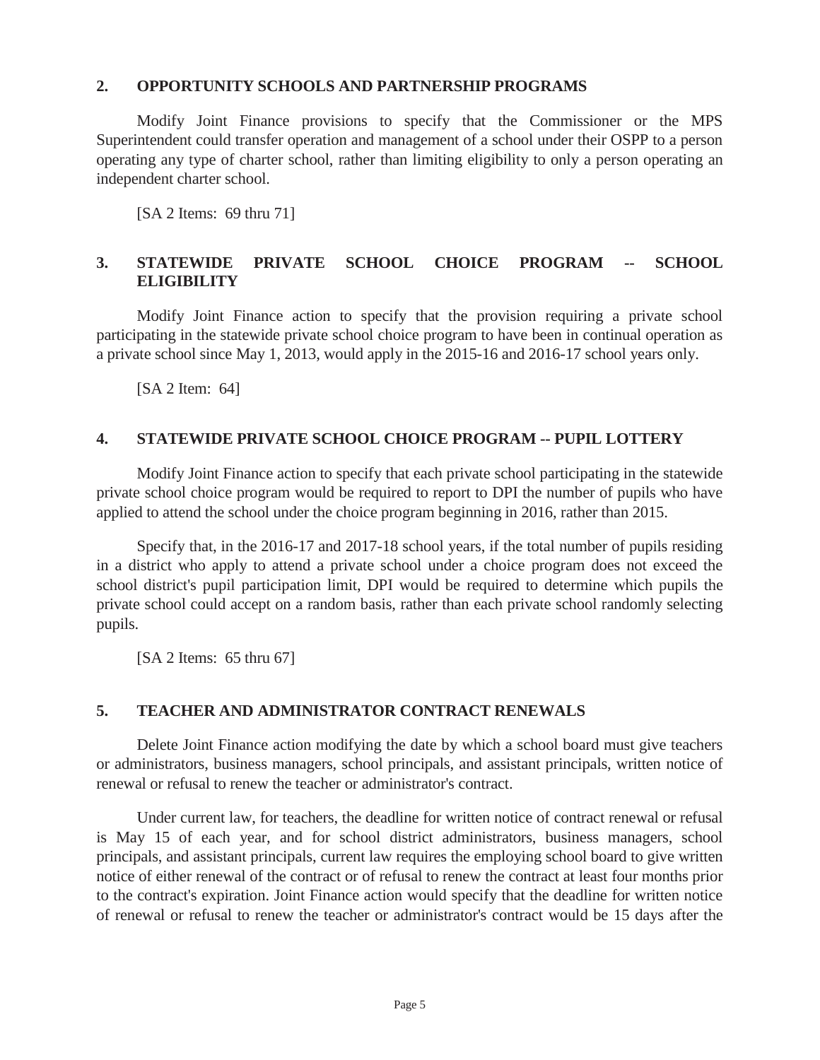**2. OPPORTUNITY SCHOOLS AND PARTNERSHIP PROGRAMS**

Modify Joint Finance provisions to specify that the Commissioner or the MPS Superintendent could transfer operation and management of a school under their OSPP to a person operating any type of charter school, rather than limiting eligibility to only a person operating an independent charter school.

[SA 2 Items: 69 thru 71]

**3. STATEWIDE PRIVATE SCHOOL CHOICE PROGRAM -- SCHOOL ELIGIBILITY**

Modify Joint Finance action to specify that the provision requiring a private school participating in the statewide private school choice program to have been in continual operation as a private school since May 1, 2013, would apply in the 2015-16 and 2016-17 school years only.

[SA 2 Item: 64]

**4. STATEWIDE PRIVATE SCHOOL CHOICE PROGRAM -- PUPIL LOTTERY**

Modify Joint Finance action to specify that each private school participating in the statewide private school choice program would be required to report to DPI the number of pupils who have applied to attend the school under the choice program beginning in 2016, rather than 2015.

Specify that, in the 2016-17 and 2017-18 school years, if the total number of pupils residing in a district who apply to attend a private school under a choice program does not exceed the school district's pupil participation limit, DPI would be required to determine which pupils the private school could accept on a random basis, rather than each private school randomly selecting pupils.

[SA 2 Items: 65 thru 67]

**5. TEACHER AND ADMINISTRATOR CONTRACT RENEWALS**

Delete Joint Finance action modifying the date by which a school board must give teachers or administrators, business managers, school principals, and assistant principals, written notice of renewal or refusal to renew the teacher or administrator's contract.

Under current law, for teachers, the deadline for written notice of contract renewal or refusal is May 15 of each year, and for school district administrators, business managers, school principals, and assistant principals, current law requires the employing school board to give written notice of either renewal of the contract or of refusal to renew the contract at least four months prior to the contract's expiration. Joint Finance action would specify that the deadline for written notice of renewal or refusal to renew the teacher or administrator's contract would be 15 days after the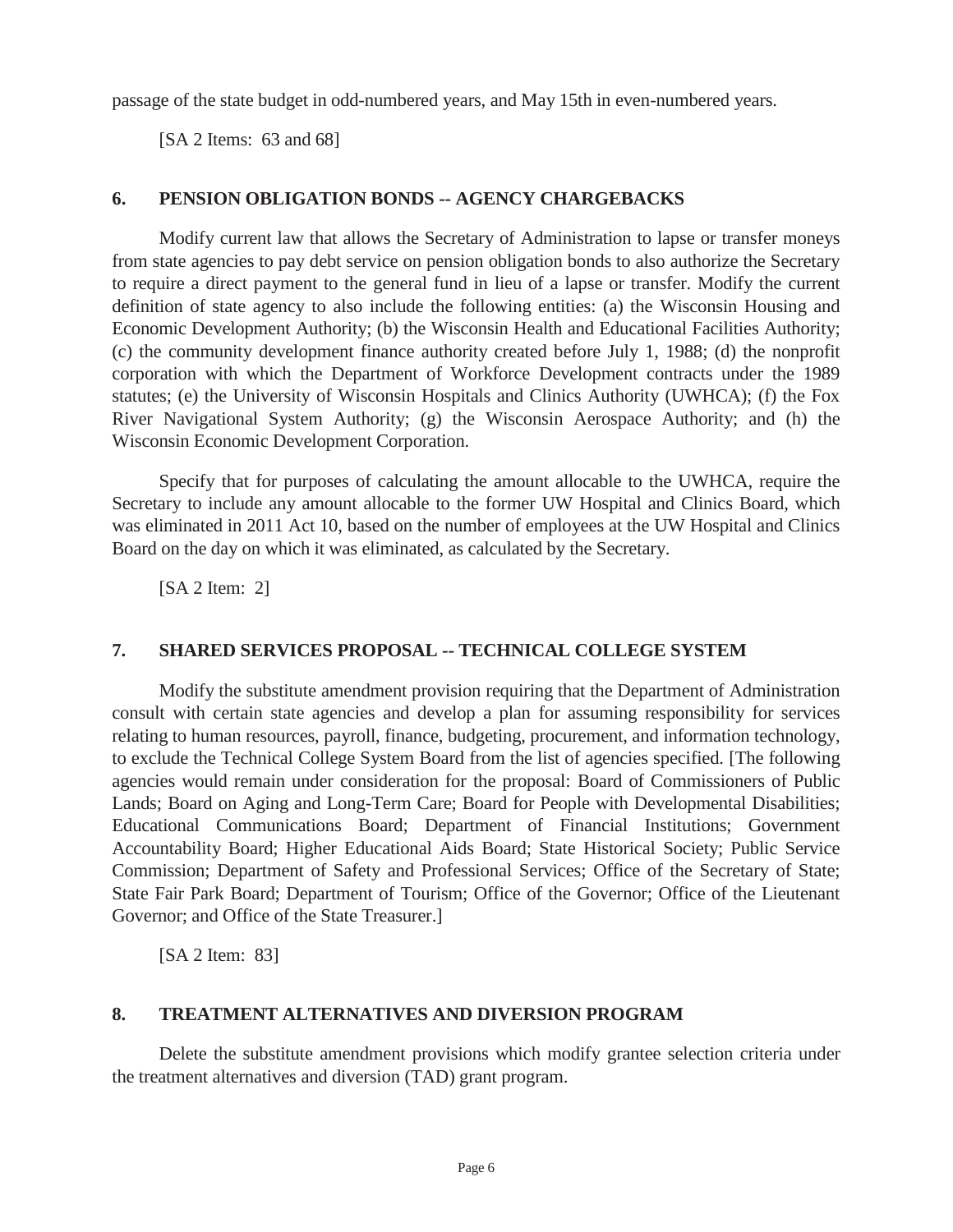passage of the state budget in odd-numbered years, and May 15th in even-numbered years.

[SA 2 Items: 63 and 68]

**6. PENSION OBLIGATION BONDS -- AGENCY CHARGEBACKS**

Modify current law that allows the Secretary of Administration to lapse or transfer moneys from state agencies to pay debt service on pension obligation bonds to also authorize the Secretary to require a direct payment to the general fund in lieu of a lapse or transfer. Modify the current definition of state agency to also include the following entities: (a) the Wisconsin Housing and Economic Development Authority; (b) the Wisconsin Health and Educational Facilities Authority; (c) the community development finance authority created before July 1, 1988; (d) the nonprofit corporation with which the Department of Workforce Development contracts under the 1989 statutes; (e) the University of Wisconsin Hospitals and Clinics Authority (UWHCA); (f) the Fox River Navigational System Authority; (g) the Wisconsin Aerospace Authority; and (h) the Wisconsin Economic Development Corporation.

Specify that for purposes of calculating the amount allocable to the UWHCA, require the Secretary to include any amount allocable to the former UW Hospital and Clinics Board, which was eliminated in 2011 Act 10, based on the number of employees at the UW Hospital and Clinics Board on the day on which it was eliminated, as calculated by the Secretary.

[SA 2 Item: 2]

**7. SHARED SERVICES PROPOSAL -- TECHNICAL COLLEGE SYSTEM**

Modify the substitute amendment provision requiring that the Department of Administration consult with certain state agencies and develop a plan for assuming responsibility for services relating to human resources, payroll, finance, budgeting, procurement, and information technology, to exclude the Technical College System Board from the list of agencies specified. [The following agencies would remain under consideration for the proposal: Board of Commissioners of Public Lands; Board on Aging and Long-Term Care; Board for People with Developmental Disabilities; Educational Communications Board; Department of Financial Institutions; Government Accountability Board; Higher Educational Aids Board; State Historical Society; Public Service Commission; Department of Safety and Professional Services; Office of the Secretary of State; State Fair Park Board; Department of Tourism; Office of the Governor; Office of the Lieutenant Governor; and Office of the State Treasurer.]

[SA 2 Item: 83]

**8. TREATMENT ALTERNATIVES AND DIVERSION PROGRAM**

Delete the substitute amendment provisions which modify grantee selection criteria under the treatment alternatives and diversion (TAD) grant program.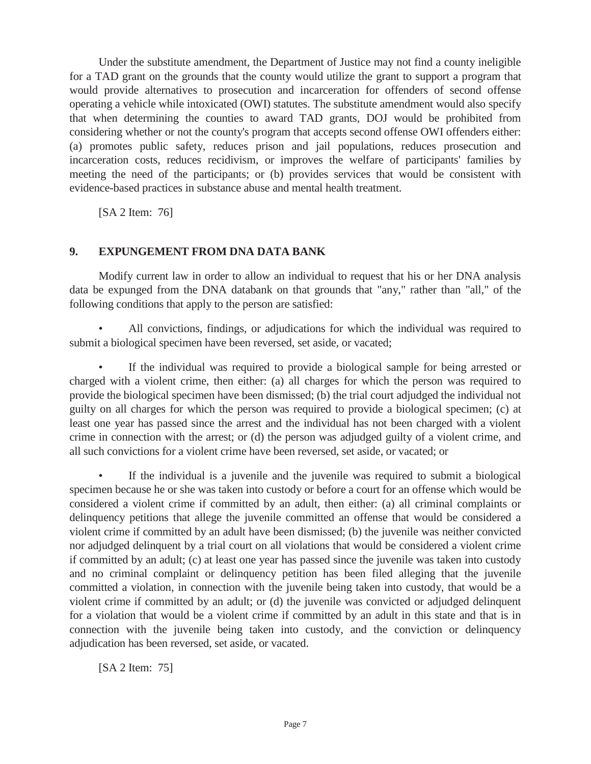Under the substitute amendment, the Department of Justice may not find a county ineligible for a TAD grant on the grounds that the county would utilize the grant to support a program that would provide alternatives to prosecution and incarceration for offenders of second offense operating a vehicle while intoxicated (OWI) statutes. The substitute amendment would also specify that when determining the counties to award TAD grants, DOJ would be prohibited from considering whether or not the county's program that accepts second offense OWI offenders either: (a) promotes public safety, reduces prison and jail populations, reduces prosecution and incarceration costs, reduces recidivism, or improves the welfare of participants' families by meeting the need of the participants; or (b) provides services that would be consistent with evidence-based practices in substance abuse and mental health treatment.

[SA 2 Item: 76]

## 9. EXPUNGEMENT FROM DNA DATA BANK

Modify current law in order to allow an individual to request that his or her DNA analysis data be expunged from the DNA databank on that grounds that "any," rather than "all," of the following conditions that apply to the person are satisfied:

- All convictions, findings, or adjudications for which the individual was required to submit a biological specimen have been reversed, set aside, or vacated;

- If the individual was required to provide a biological sample for being arrested or charged with a violent crime, then either: (a) all charges for which the person was required to provide the biological specimen have been dismissed; (b) the trial court adjudged the individual not guilty on all charges for which the person was required to provide a biological specimen; (c) at least one year has passed since the arrest and the individual has not been charged with a violent crime in connection with the arrest; or (d) the person was adjudged guilty of a violent crime, and all such convictions for a violent crime have been reversed, set aside, or vacated; or

- If the individual is a juvenile and the juvenile was required to submit a biological specimen because he or she was taken into custody or before a court for an offense which would be considered a violent crime if committed by an adult, then either: (a) all criminal complaints or delinquency petitions that allege the juvenile committed an offense that would be considered a violent crime if committed by an adult have been dismissed; (b) the juvenile was neither convicted nor adjudged delinquent by a trial court on all violations that would be considered a violent crime if committed by an adult; (c) at least one year has passed since the juvenile was taken into custody and no criminal complaint or delinquency petition has been filed alleging that the juvenile committed a violation, in connection with the juvenile being taken into custody, that would be a violent crime if committed by an adult; or (d) the juvenile was convicted or adjudged delinquent for a violation that would be a violent crime if committed by an adult in this state and that is in connection with the juvenile being taken into custody, and the conviction or delinquency adjudication has been reversed, set aside, or vacated.

[SA 2 Item: 75]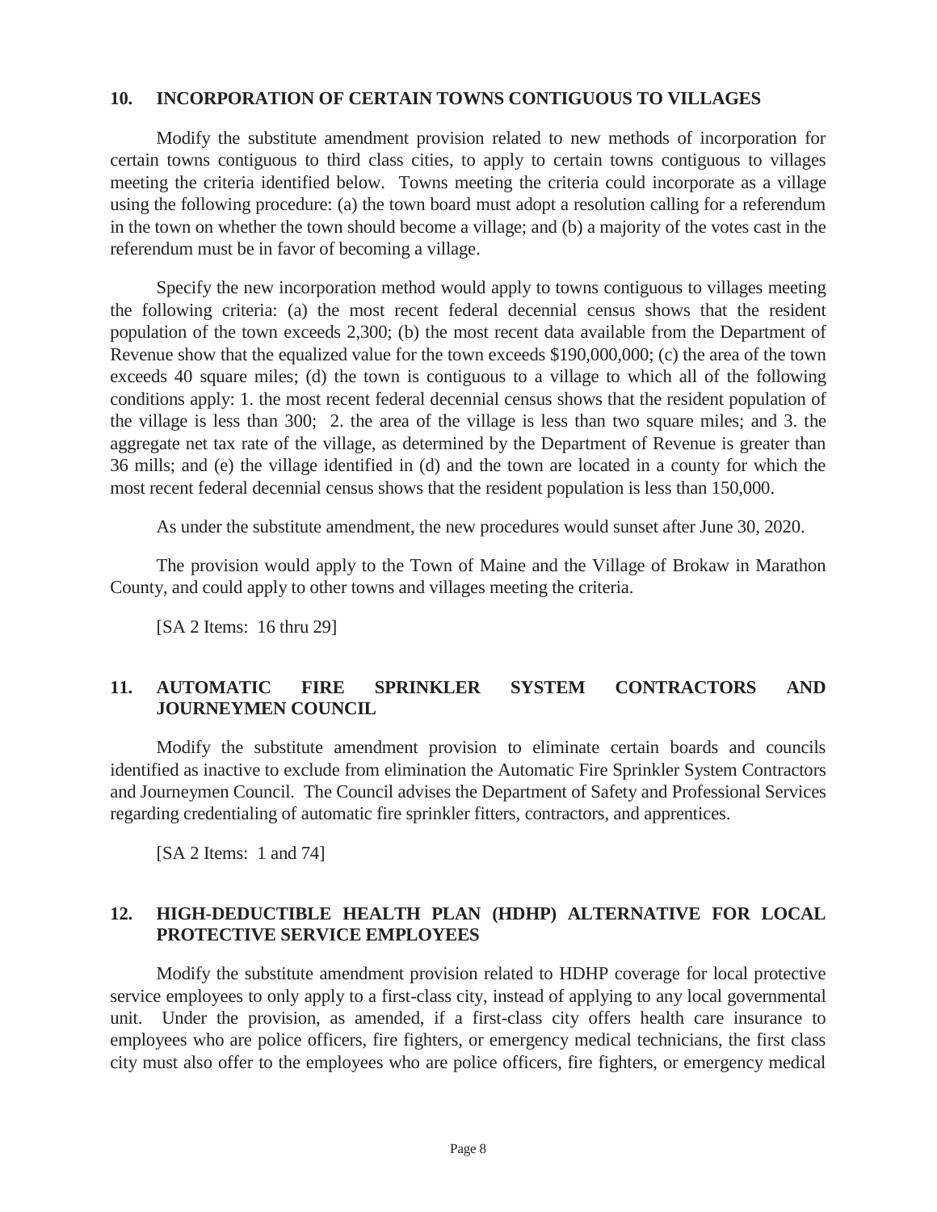## 10. INCORPORATION OF CERTAIN TOWNS CONTIGUOUS TO VILLAGES

Modify the substitute amendment provision related to new methods of incorporation for certain towns contiguous to third class cities, to apply to certain towns contiguous to villages meeting the criteria identified below. Towns meeting the criteria could incorporate as a village using the following procedure: (a) the town board must adopt a resolution calling for a referendum in the town on whether the town should become a village; and (b) a majority of the votes cast in the referendum must be in favor of becoming a village.

Specify the new incorporation method would apply to towns contiguous to villages meeting the following criteria: (a) the most recent federal decennial census shows that the resident population of the town exceeds 2,300; (b) the most recent data available from the Department of Revenue show that the equalized value for the town exceeds $190,000,000; (c) the area of the town exceeds 40 square miles; (d) the town is contiguous to a village to which all of the following conditions apply: 1. the most recent federal decennial census shows that the resident population of the village is less than 300; 2. the area of the village is less than two square miles; and 3. the aggregate net tax rate of the village, as determined by the Department of Revenue is greater than 36 mills; and (e) the village identified in (d) and the town are located in a county for which the most recent federal decennial census shows that the resident population is less than 150,000.

As under the substitute amendment, the new procedures would sunset after June 30, 2020.

The provision would apply to the Town of Maine and the Village of Brokaw in Marathon County, and could apply to other towns and villages meeting the criteria.

[SA 2 Items: 16 thru 29]

## 11. AUTOMATIC FIRE SPRINKLER SYSTEM CONTRACTORS AND JOURNEYMEN COUNCIL

Modify the substitute amendment provision to eliminate certain boards and councils identified as inactive to exclude from elimination the Automatic Fire Sprinkler System Contractors and Journeymen Council. The Council advises the Department of Safety and Professional Services regarding credentialing of automatic fire sprinkler fitters, contractors, and apprentices.

[SA 2 Items: 1 and 74]

## 12. HIGH-DEDUCTIBLE HEALTH PLAN (HDHP) ALTERNATIVE FOR LOCAL PROTECTIVE SERVICE EMPLOYEES

Modify the substitute amendment provision related to HDHP coverage for local protective service employees to only apply to a first-class city, instead of applying to any local governmental unit. Under the provision, as amended, if a first-class city offers health care insurance to employees who are police officers, fire fighters, or emergency medical technicians, the first class city must also offer to the employees who are police officers, fire fighters, or emergency medical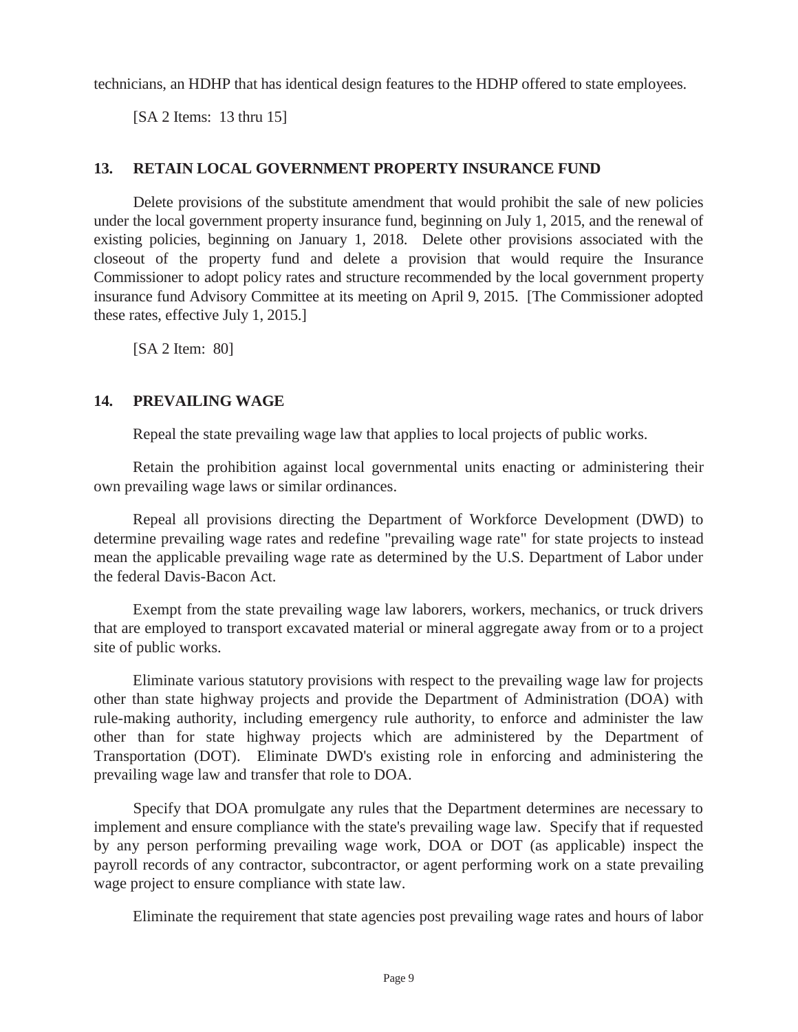technicians, an HDHP that has identical design features to the HDHP offered to state employees.

[SA 2 Items: 13 thru 15]

## 13. RETAIN LOCAL GOVERNMENT PROPERTY INSURANCE FUND

Delete provisions of the substitute amendment that would prohibit the sale of new policies under the local government property insurance fund, beginning on July 1, 2015, and the renewal of existing policies, beginning on January 1, 2018. Delete other provisions associated with the closeout of the property fund and delete a provision that would require the Insurance Commissioner to adopt policy rates and structure recommended by the local government property insurance fund Advisory Committee at its meeting on April 9, 2015. [The Commissioner adopted these rates, effective July 1, 2015.]

[SA 2 Item: 80]

## 14. PREVAILING WAGE

Repeal the state prevailing wage law that applies to local projects of public works.

Retain the prohibition against local governmental units enacting or administering their own prevailing wage laws or similar ordinances.

Repeal all provisions directing the Department of Workforce Development (DWD) to determine prevailing wage rates and redefine "prevailing wage rate" for state projects to instead mean the applicable prevailing wage rate as determined by the U.S. Department of Labor under the federal Davis-Bacon Act.

Exempt from the state prevailing wage law laborers, workers, mechanics, or truck drivers that are employed to transport excavated material or mineral aggregate away from or to a project site of public works.

Eliminate various statutory provisions with respect to the prevailing wage law for projects other than state highway projects and provide the Department of Administration (DOA) with rule-making authority, including emergency rule authority, to enforce and administer the law other than for state highway projects which are administered by the Department of Transportation (DOT). Eliminate DWD's existing role in enforcing and administering the prevailing wage law and transfer that role to DOA.

Specify that DOA promulgate any rules that the Department determines are necessary to implement and ensure compliance with the state's prevailing wage law. Specify that if requested by any person performing prevailing wage work, DOA or DOT (as applicable) inspect the payroll records of any contractor, subcontractor, or agent performing work on a state prevailing wage project to ensure compliance with state law.

Eliminate the requirement that state agencies post prevailing wage rates and hours of labor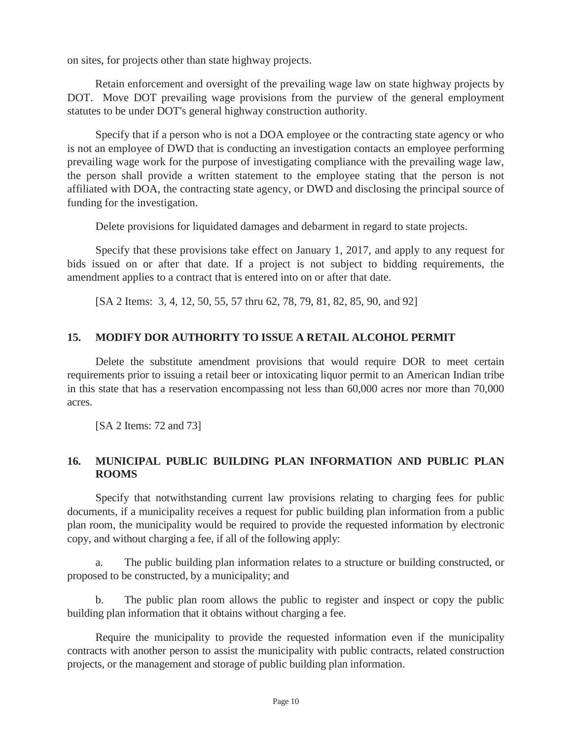on sites, for projects other than state highway projects.

Retain enforcement and oversight of the prevailing wage law on state highway projects by DOT. Move DOT prevailing wage provisions from the purview of the general employment statutes to be under DOT's general highway construction authority.

Specify that if a person who is not a DOA employee or the contracting state agency or who is not an employee of DWD that is conducting an investigation contacts an employee performing prevailing wage work for the purpose of investigating compliance with the prevailing wage law, the person shall provide a written statement to the employee stating that the person is not affiliated with DOA, the contracting state agency, or DWD and disclosing the principal source of funding for the investigation.

Delete provisions for liquidated damages and debarment in regard to state projects.

Specify that these provisions take effect on January 1, 2017, and apply to any request for bids issued on or after that date. If a project is not subject to bidding requirements, the amendment applies to a contract that is entered into on or after that date.

[SA 2 Items: 3, 4, 12, 50, 55, 57 thru 62, 78, 79, 81, 82, 85, 90, and 92]

## 15. MODIFY DOR AUTHORITY TO ISSUE A RETAIL ALCOHOL PERMIT

Delete the substitute amendment provisions that would require DOR to meet certain requirements prior to issuing a retail beer or intoxicating liquor permit to an American Indian tribe in this state that has a reservation encompassing not less than 60,000 acres nor more than 70,000 acres.

[SA 2 Items: 72 and 73]

## 16. MUNICIPAL PUBLIC BUILDING PLAN INFORMATION AND PUBLIC PLAN ROOMS

Specify that notwithstanding current law provisions relating to charging fees for public documents, if a municipality receives a request for public building plan information from a public plan room, the municipality would be required to provide the requested information by electronic copy, and without charging a fee, if all of the following apply:

a. The public building plan information relates to a structure or building constructed, or proposed to be constructed, by a municipality; and

b. The public plan room allows the public to register and inspect or copy the public building plan information that it obtains without charging a fee.

Require the municipality to provide the requested information even if the municipality contracts with another person to assist the municipality with public contracts, related construction projects, or the management and storage of public building plan information.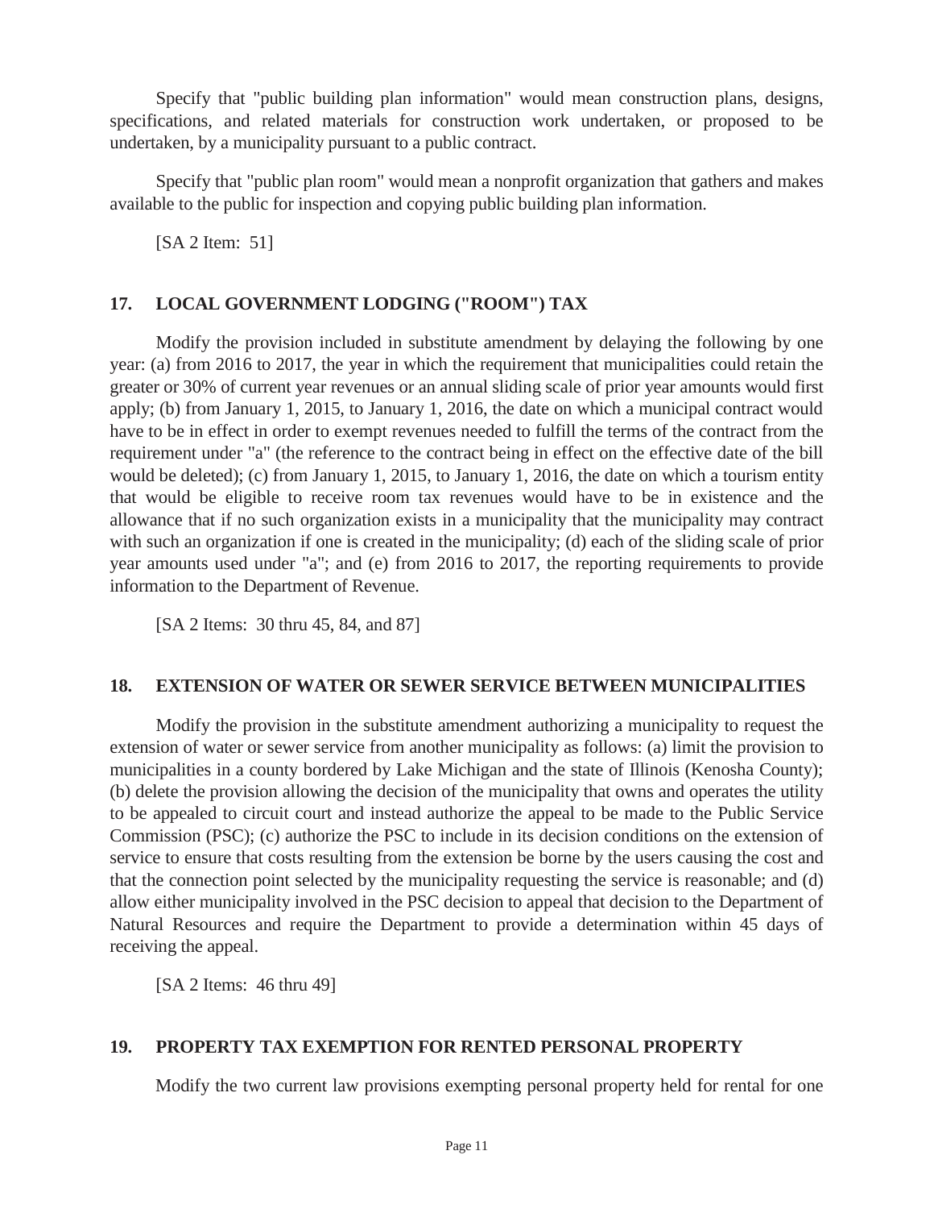Specify that "public building plan information" would mean construction plans, designs, specifications, and related materials for construction work undertaken, or proposed to be undertaken, by a municipality pursuant to a public contract.

Specify that "public plan room" would mean a nonprofit organization that gathers and makes available to the public for inspection and copying public building plan information.

[SA 2 Item: 51]

### 17. LOCAL GOVERNMENT LODGING ("ROOM") TAX

Modify the provision included in substitute amendment by delaying the following by one year: (a) from 2016 to 2017, the year in which the requirement that municipalities could retain the greater or 30% of current year revenues or an annual sliding scale of prior year amounts would first apply; (b) from January 1, 2015, to January 1, 2016, the date on which a municipal contract would have to be in effect in order to exempt revenues needed to fulfill the terms of the contract from the requirement under "a" (the reference to the contract being in effect on the effective date of the bill would be deleted); (c) from January 1, 2015, to January 1, 2016, the date on which a tourism entity that would be eligible to receive room tax revenues would have to be in existence and the allowance that if no such organization exists in a municipality that the municipality may contract with such an organization if one is created in the municipality; (d) each of the sliding scale of prior year amounts used under "a"; and (e) from 2016 to 2017, the reporting requirements to provide information to the Department of Revenue.

[SA 2 Items: 30 thru 45, 84, and 87]

### 18. EXTENSION OF WATER OR SEWER SERVICE BETWEEN MUNICIPALITIES

Modify the provision in the substitute amendment authorizing a municipality to request the extension of water or sewer service from another municipality as follows: (a) limit the provision to municipalities in a county bordered by Lake Michigan and the state of Illinois (Kenosha County); (b) delete the provision allowing the decision of the municipality that owns and operates the utility to be appealed to circuit court and instead authorize the appeal to be made to the Public Service Commission (PSC); (c) authorize the PSC to include in its decision conditions on the extension of service to ensure that costs resulting from the extension be borne by the users causing the cost and that the connection point selected by the municipality requesting the service is reasonable; and (d) allow either municipality involved in the PSC decision to appeal that decision to the Department of Natural Resources and require the Department to provide a determination within 45 days of receiving the appeal.

[SA 2 Items: 46 thru 49]

### 19. PROPERTY TAX EXEMPTION FOR RENTED PERSONAL PROPERTY

Modify the two current law provisions exempting personal property held for rental for one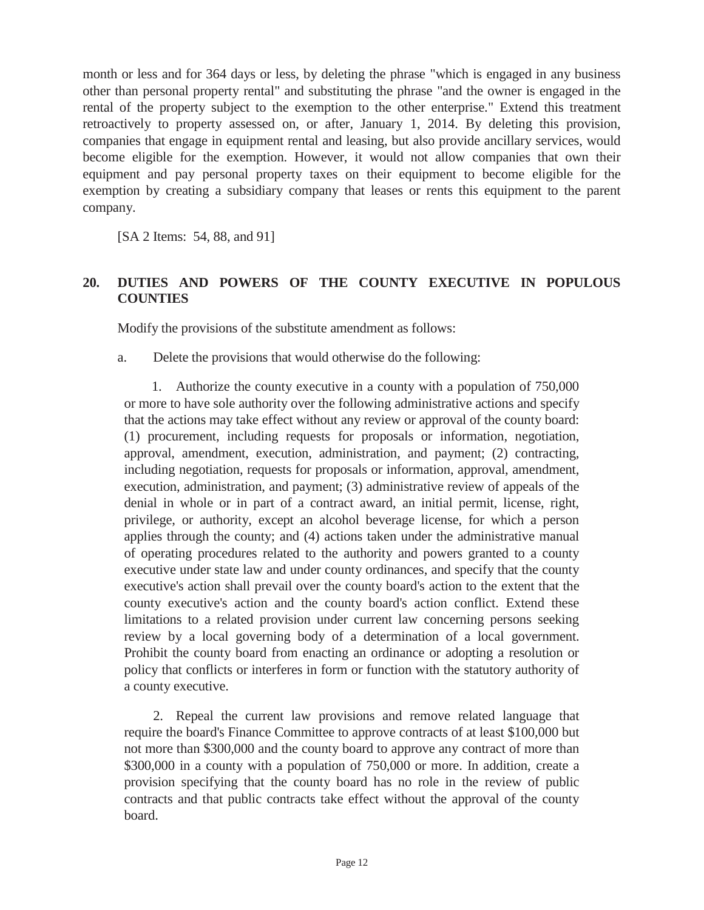month or less and for 364 days or less, by deleting the phrase "which is engaged in any business other than personal property rental" and substituting the phrase "and the owner is engaged in the rental of the property subject to the exemption to the other enterprise." Extend this treatment retroactively to property assessed on, or after, January 1, 2014. By deleting this provision, companies that engage in equipment rental and leasing, but also provide ancillary services, would become eligible for the exemption. However, it would not allow companies that own their equipment and pay personal property taxes on their equipment to become eligible for the exemption by creating a subsidiary company that leases or rents this equipment to the parent company.

[SA 2 Items: 54, 88, and 91]

## 20. DUTIES AND POWERS OF THE COUNTY EXECUTIVE IN POPULOUS COUNTIES

Modify the provisions of the substitute amendment as follows:

a. Delete the provisions that would otherwise do the following:

1. Authorize the county executive in a county with a population of 750,000 or more to have sole authority over the following administrative actions and specify that the actions may take effect without any review or approval of the county board: (1) procurement, including requests for proposals or information, negotiation, approval, amendment, execution, administration, and payment; (2) contracting, including negotiation, requests for proposals or information, approval, amendment, execution, administration, and payment; (3) administrative review of appeals of the denial in whole or in part of a contract award, an initial permit, license, right, privilege, or authority, except an alcohol beverage license, for which a person applies through the county; and (4) actions taken under the administrative manual of operating procedures related to the authority and powers granted to a county executive under state law and under county ordinances, and specify that the county executive's action shall prevail over the county board's action to the extent that the county executive's action and the county board's action conflict. Extend these limitations to a related provision under current law concerning persons seeking review by a local governing body of a determination of a local government. Prohibit the county board from enacting an ordinance or adopting a resolution or policy that conflicts or interferes in form or function with the statutory authority of a county executive.

2. Repeal the current law provisions and remove related language that require the board's Finance Committee to approve contracts of at least $100,000 but not more than $300,000 and the county board to approve any contract of more than $300,000 in a county with a population of 750,000 or more. In addition, create a provision specifying that the county board has no role in the review of public contracts and that public contracts take effect without the approval of the county board.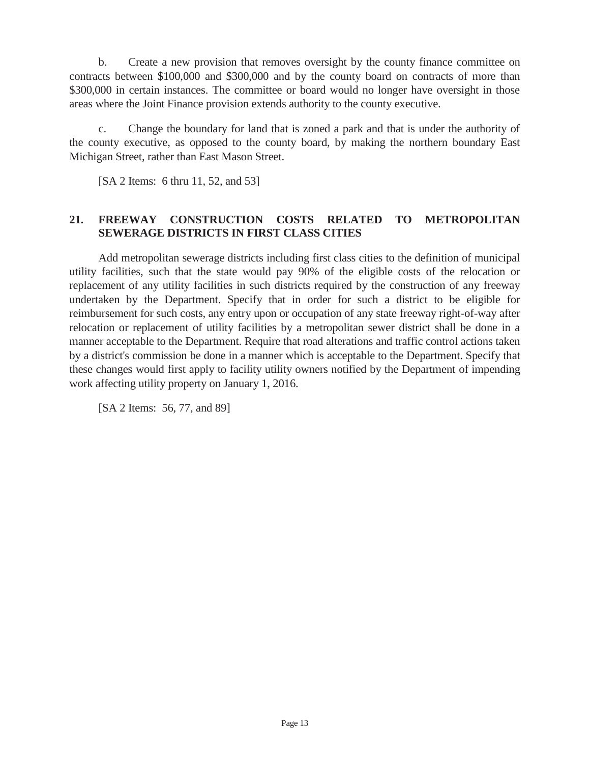b. Create a new provision that removes oversight by the county finance committee on contracts between $100,000 and $300,000 and by the county board on contracts of more than $300,000 in certain instances. The committee or board would no longer have oversight in those areas where the Joint Finance provision extends authority to the county executive.

c. Change the boundary for land that is zoned a park and that is under the authority of the county executive, as opposed to the county board, by making the northern boundary East Michigan Street, rather than East Mason Street.

[SA 2 Items: 6 thru 11, 52, and 53]

## 21. FREEWAY CONSTRUCTION COSTS RELATED TO METROPOLITAN SEWERAGE DISTRICTS IN FIRST CLASS CITIES

Add metropolitan sewerage districts including first class cities to the definition of municipal utility facilities, such that the state would pay 90% of the eligible costs of the relocation or replacement of any utility facilities in such districts required by the construction of any freeway undertaken by the Department. Specify that in order for such a district to be eligible for reimbursement for such costs, any entry upon or occupation of any state freeway right-of-way after relocation or replacement of utility facilities by a metropolitan sewer district shall be done in a manner acceptable to the Department. Require that road alterations and traffic control actions taken by a district's commission be done in a manner which is acceptable to the Department. Specify that these changes would first apply to facility utility owners notified by the Department of impending work affecting utility property on January 1, 2016.

[SA 2 Items: 56, 77, and 89]